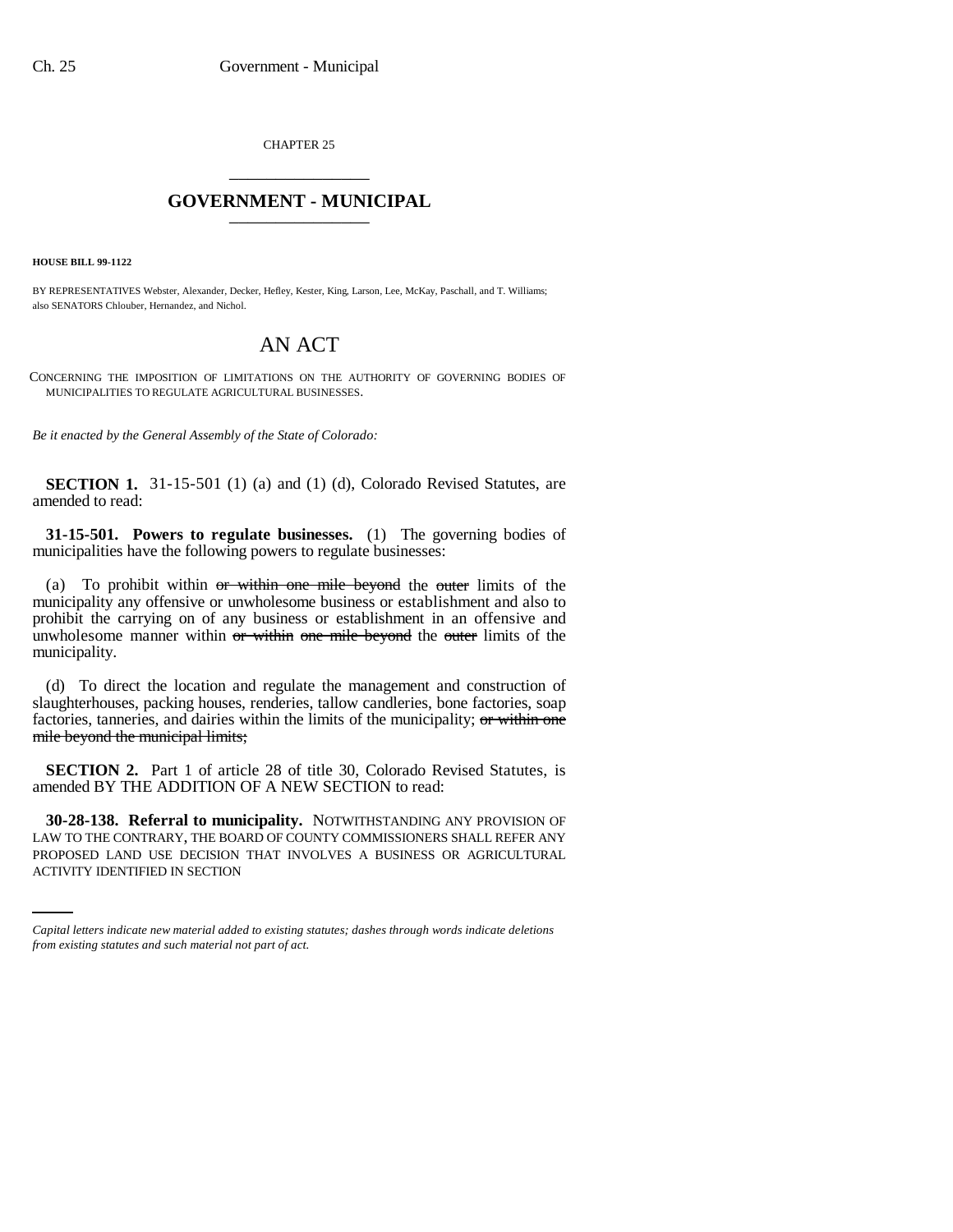CHAPTER 25

# GOVERNMENT - MUNICIPAL

**HOUSE BILL 99-1122**

BY REPRESENTATIVES Webster, Alexander, Decker, Hefley, Kester, King, Larson, Lee, McKay, Paschall, and T. Williams; also SENATORS Chlouber, Hernandez, and Nichol.

## AN ACT

CONCERNING THE IMPOSITION OF LIMITATIONS ON THE AUTHORITY OF GOVERNING BODIES OF MUNICIPALITIES TO REGULATE AGRICULTURAL BUSINESSES.

*Be it enacted by the General Assembly of the State of Colorado:*

**SECTION 1.** 31-15-501 (1) (a) and (1) (d), Colorado Revised Statutes, are amended to read:

**31-15-501. Powers to regulate businesses.** (1) The governing bodies of municipalities have the following powers to regulate businesses:

(a) To prohibit within ~~or within one mile beyond~~ the ~~outer~~ limits of the municipality any offensive or unwholesome business or establishment and also to prohibit the carrying on of any business or establishment in an offensive and unwholesome manner within ~~or within one mile beyond~~ the ~~outer~~ limits of the municipality.

(d) To direct the location and regulate the management and construction of slaughterhouses, packing houses, renderies, tallow candleries, bone factories, soap factories, tanneries, and dairies within the limits of the municipality; ~~or within one mile beyond the municipal limits;~~

**SECTION 2.** Part 1 of article 28 of title 30, Colorado Revised Statutes, is amended BY THE ADDITION OF A NEW SECTION to read:

**30-28-138. Referral to municipality.** NOTWITHSTANDING ANY PROVISION OF LAW TO THE CONTRARY, THE BOARD OF COUNTY COMMISSIONERS SHALL REFER ANY PROPOSED LAND USE DECISION THAT INVOLVES A BUSINESS OR AGRICULTURAL ACTIVITY IDENTIFIED IN SECTION

*Capital letters indicate new material added to existing statutes; dashes through words indicate deletions from existing statutes and such material not part of act.*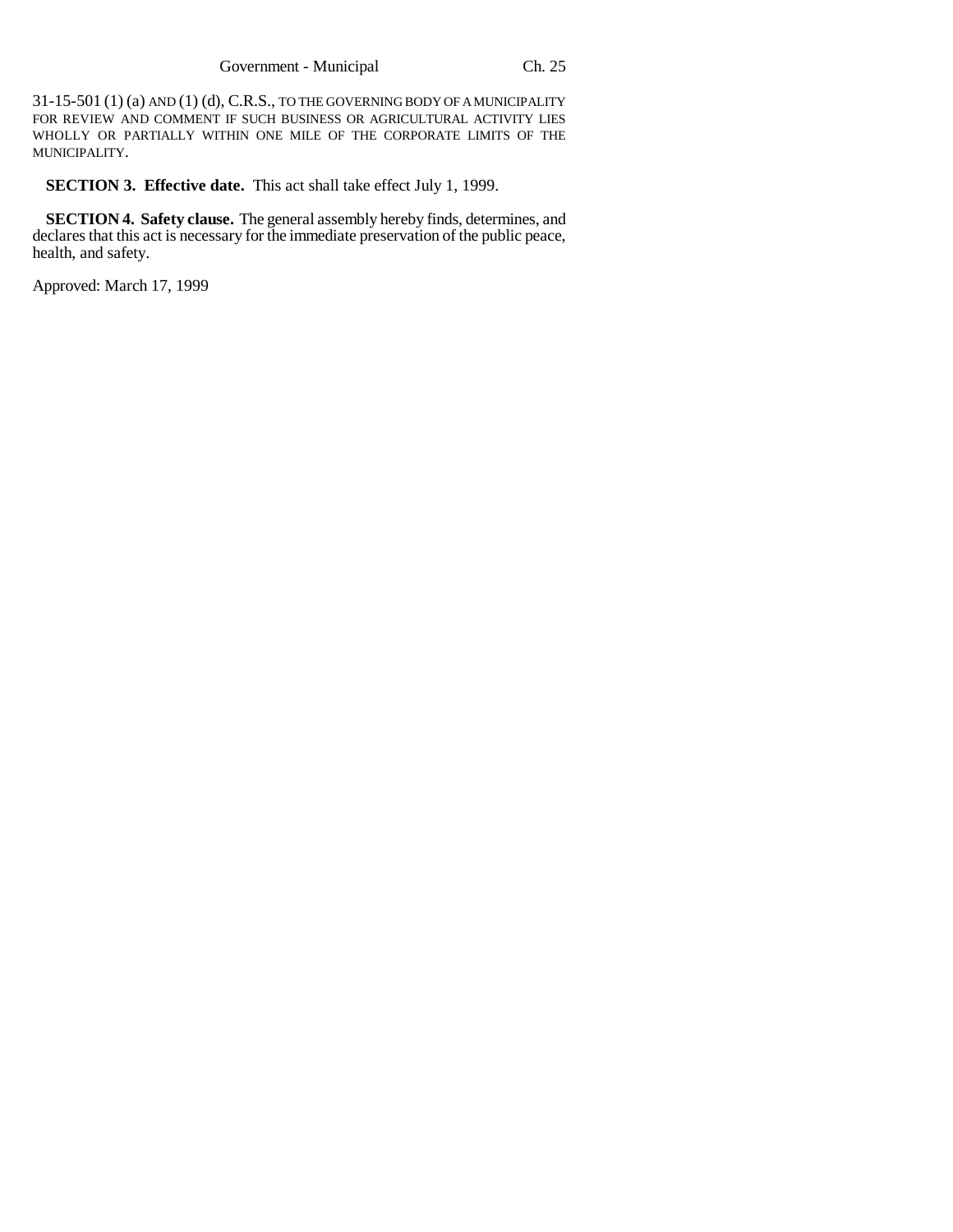31-15-501 (1) (a) AND (1) (d), C.R.S., TO THE GOVERNING BODY OF A MUNICIPALITY FOR REVIEW AND COMMENT IF SUCH BUSINESS OR AGRICULTURAL ACTIVITY LIES WHOLLY OR PARTIALLY WITHIN ONE MILE OF THE CORPORATE LIMITS OF THE MUNICIPALITY.

**SECTION 3. Effective date.** This act shall take effect July 1, 1999.

**SECTION 4. Safety clause.** The general assembly hereby finds, determines, and declares that this act is necessary for the immediate preservation of the public peace, health, and safety.

Approved: March 17, 1999